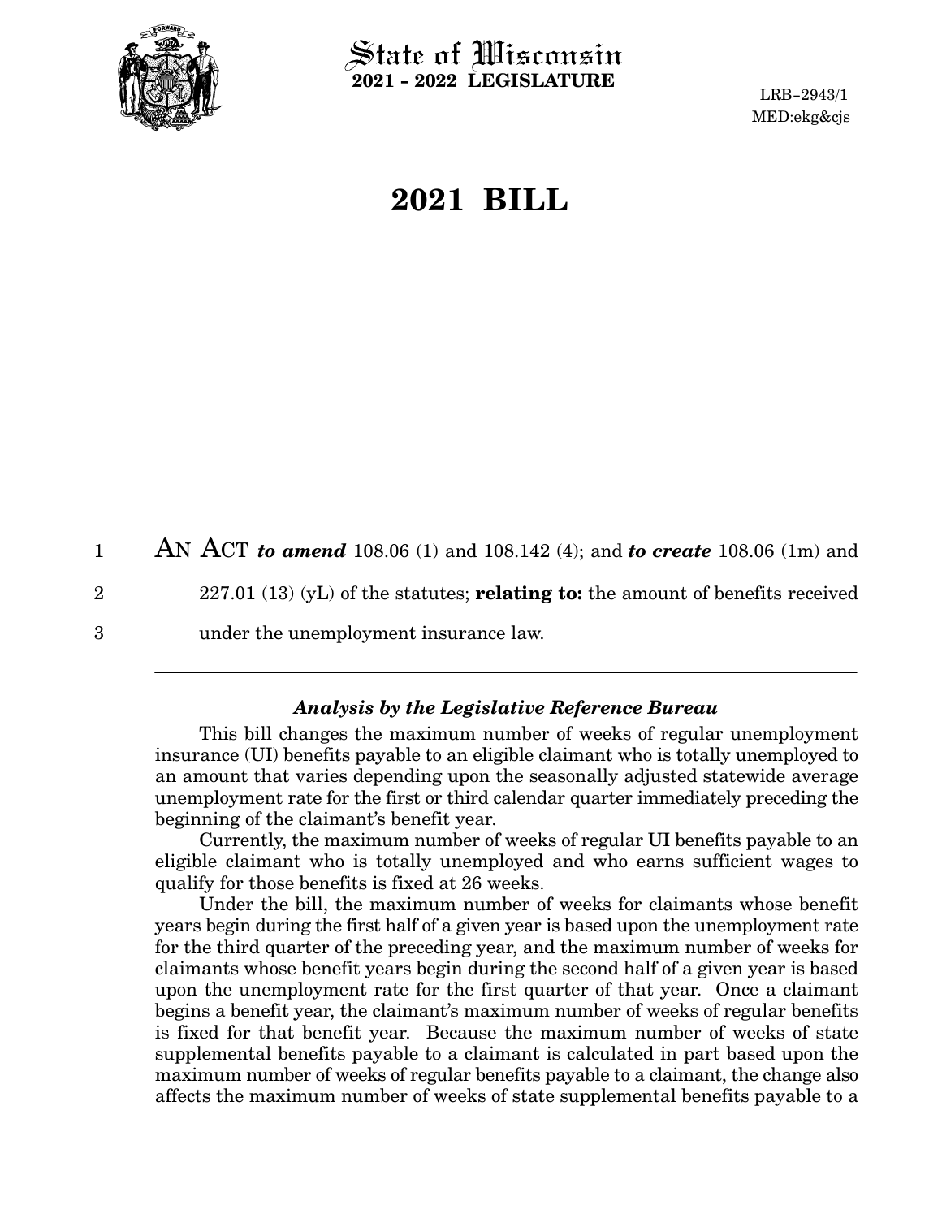# State of Wisconsin
**2021 - 2022 LEGISLATURE**

LRB-2943/1
MED:ekg&cjs

# 2021 BILL

AN ACT ***to amend*** 108.06 (1) and 108.142 (4); and ***to create*** 108.06 (1m) and 227.01 (13) (yL) of the statutes; **relating to:** the amount of benefits received under the unemployment insurance law.

---

### *Analysis by the Legislative Reference Bureau*

This bill changes the maximum number of weeks of regular unemployment insurance (UI) benefits payable to an eligible claimant who is totally unemployed to an amount that varies depending upon the seasonally adjusted statewide average unemployment rate for the first or third calendar quarter immediately preceding the beginning of the claimant's benefit year.

Currently, the maximum number of weeks of regular UI benefits payable to an eligible claimant who is totally unemployed and who earns sufficient wages to qualify for those benefits is fixed at 26 weeks.

Under the bill, the maximum number of weeks for claimants whose benefit years begin during the first half of a given year is based upon the unemployment rate for the third quarter of the preceding year, and the maximum number of weeks for claimants whose benefit years begin during the second half of a given year is based upon the unemployment rate for the first quarter of that year. Once a claimant begins a benefit year, the claimant's maximum number of weeks of regular benefits is fixed for that benefit year. Because the maximum number of weeks of state supplemental benefits payable to a claimant is calculated in part based upon the maximum number of weeks of regular benefits payable to a claimant, the change also affects the maximum number of weeks of state supplemental benefits payable to a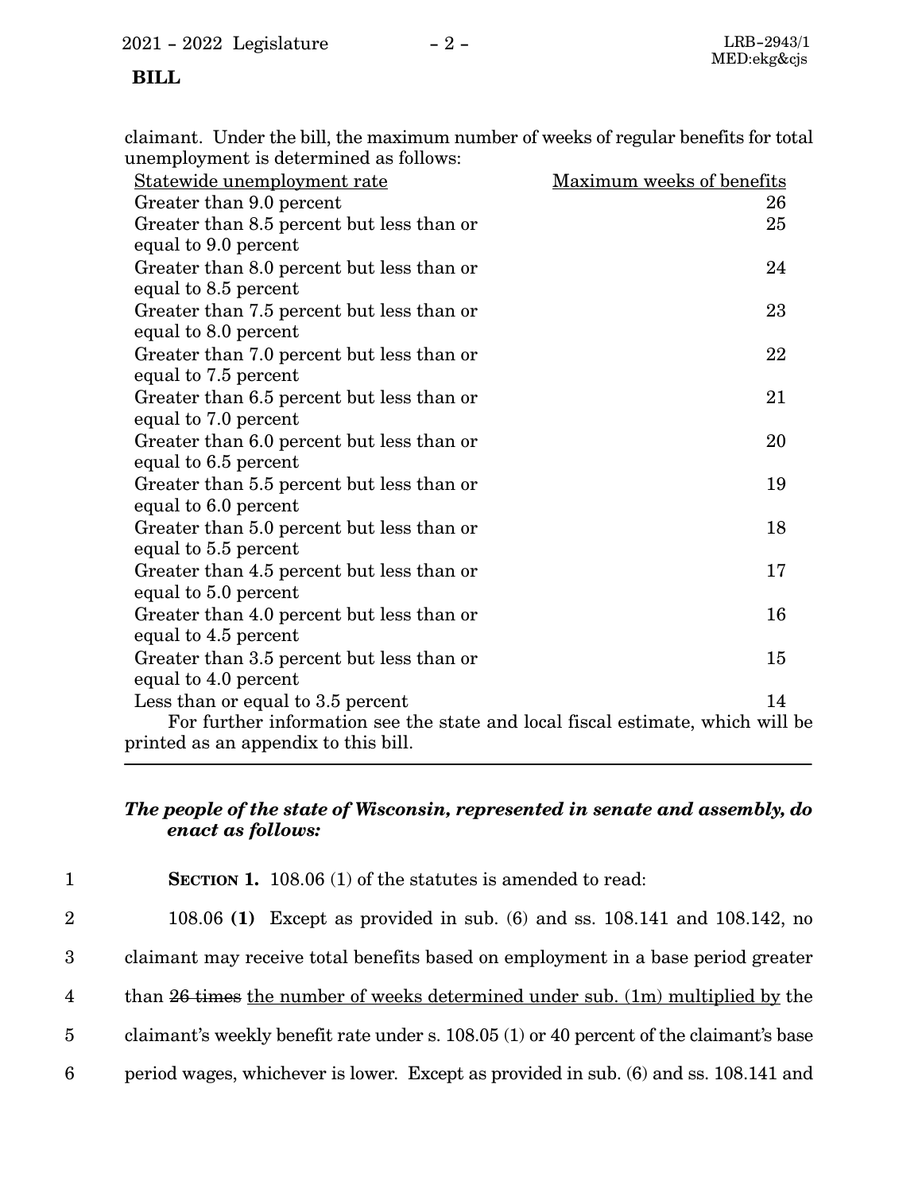claimant. Under the bill, the maximum number of weeks of regular benefits for total unemployment is determined as follows:

| Statewide unemployment rate | Maximum weeks of benefits |
|---|---|
| Greater than 9.0 percent | 26 |
| Greater than 8.5 percent but less than or equal to 9.0 percent | 25 |
| Greater than 8.0 percent but less than or equal to 8.5 percent | 24 |
| Greater than 7.5 percent but less than or equal to 8.0 percent | 23 |
| Greater than 7.0 percent but less than or equal to 7.5 percent | 22 |
| Greater than 6.5 percent but less than or equal to 7.0 percent | 21 |
| Greater than 6.0 percent but less than or equal to 6.5 percent | 20 |
| Greater than 5.5 percent but less than or equal to 6.0 percent | 19 |
| Greater than 5.0 percent but less than or equal to 5.5 percent | 18 |
| Greater than 4.5 percent but less than or equal to 5.0 percent | 17 |
| Greater than 4.0 percent but less than or equal to 4.5 percent | 16 |
| Greater than 3.5 percent but less than or equal to 4.0 percent | 15 |
| Less than or equal to 3.5 percent | 14 |

For further information see the state and local fiscal estimate, which will be printed as an appendix to this bill.

***The people of the state of Wisconsin, represented in senate and assembly, do enact as follows:***

1 **SECTION 1.** 108.06 (1) of the statutes is amended to read:

2 108.06 **(1)** Except as provided in sub. (6) and ss. 108.141 and 108.142, no
3 claimant may receive total benefits based on employment in a base period greater
4 than ~~26 times~~ the number of weeks determined under sub. (1m) multiplied by the
5 claimant's weekly benefit rate under s. 108.05 (1) or 40 percent of the claimant's base
6 period wages, whichever is lower. Except as provided in sub. (6) and ss. 108.141 and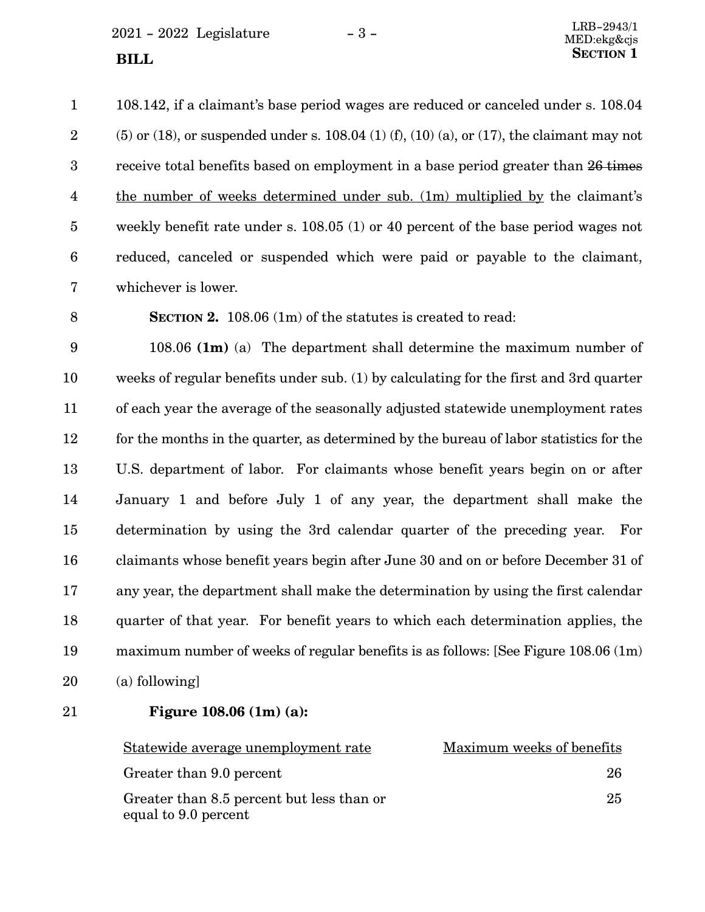108.142, if a claimant's base period wages are reduced or canceled under s. 108.04 (5) or (18), or suspended under s. 108.04 (1) (f), (10) (a), or (17), the claimant may not receive total benefits based on employment in a base period greater than ~~26 times~~ <u>the number of weeks determined under sub. (1m) multiplied by</u> the claimant's weekly benefit rate under s. 108.05 (1) or 40 percent of the base period wages not reduced, canceled or suspended which were paid or payable to the claimant, whichever is lower.

**SECTION 2.** 108.06 (1m) of the statutes is created to read:

108.06 **(1m)** (a) The department shall determine the maximum number of weeks of regular benefits under sub. (1) by calculating for the first and 3rd quarter of each year the average of the seasonally adjusted statewide unemployment rates for the months in the quarter, as determined by the bureau of labor statistics for the U.S. department of labor. For claimants whose benefit years begin on or after January 1 and before July 1 of any year, the department shall make the determination by using the 3rd calendar quarter of the preceding year. For claimants whose benefit years begin after June 30 and on or before December 31 of any year, the department shall make the determination by using the first calendar quarter of that year. For benefit years to which each determination applies, the maximum number of weeks of regular benefits is as follows: [See Figure 108.06 (1m) (a) following]

**Figure 108.06 (1m) (a):**

| Statewide average unemployment rate | Maximum weeks of benefits |
|---|---|
| Greater than 9.0 percent | 26 |
| Greater than 8.5 percent but less than or equal to 9.0 percent | 25 |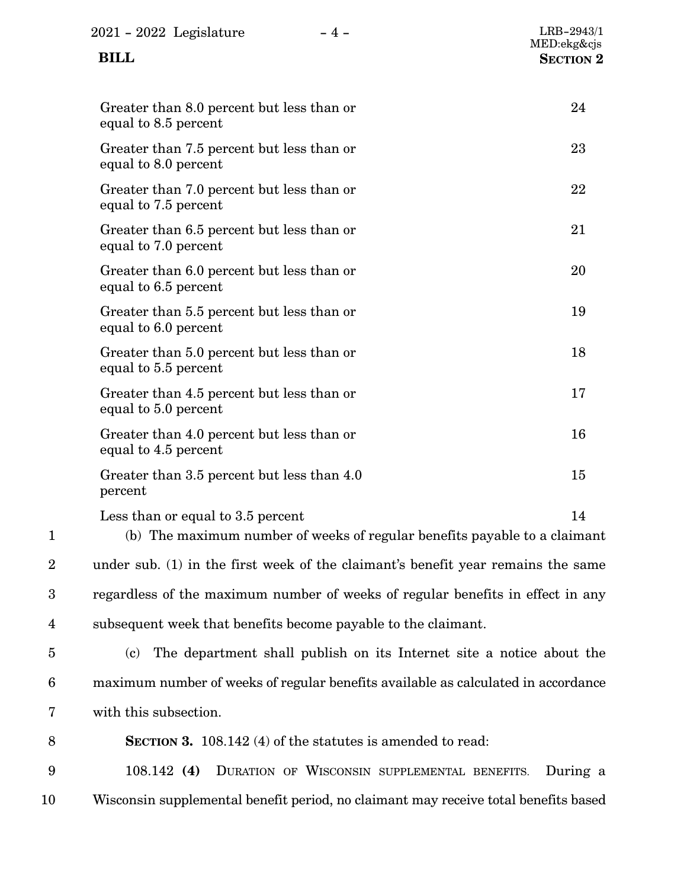| | |
|---|---|
| Greater than 8.0 percent but less than or equal to 8.5 percent | 24 |
| Greater than 7.5 percent but less than or equal to 8.0 percent | 23 |
| Greater than 7.0 percent but less than or equal to 7.5 percent | 22 |
| Greater than 6.5 percent but less than or equal to 7.0 percent | 21 |
| Greater than 6.0 percent but less than or equal to 6.5 percent | 20 |
| Greater than 5.5 percent but less than or equal to 6.0 percent | 19 |
| Greater than 5.0 percent but less than or equal to 5.5 percent | 18 |
| Greater than 4.5 percent but less than or equal to 5.0 percent | 17 |
| Greater than 4.0 percent but less than or equal to 4.5 percent | 16 |
| Greater than 3.5 percent but less than 4.0 percent | 15 |
| Less than or equal to 3.5 percent | 14 |

(b) The maximum number of weeks of regular benefits payable to a claimant under sub. (1) in the first week of the claimant's benefit year remains the same regardless of the maximum number of weeks of regular benefits in effect in any subsequent week that benefits become payable to the claimant.

(c) The department shall publish on its Internet site a notice about the maximum number of weeks of regular benefits available as calculated in accordance with this subsection.

**SECTION 3.** 108.142 (4) of the statutes is amended to read:

108.142 **(4)** DURATION OF WISCONSIN SUPPLEMENTAL BENEFITS. During a Wisconsin supplemental benefit period, no claimant may receive total benefits based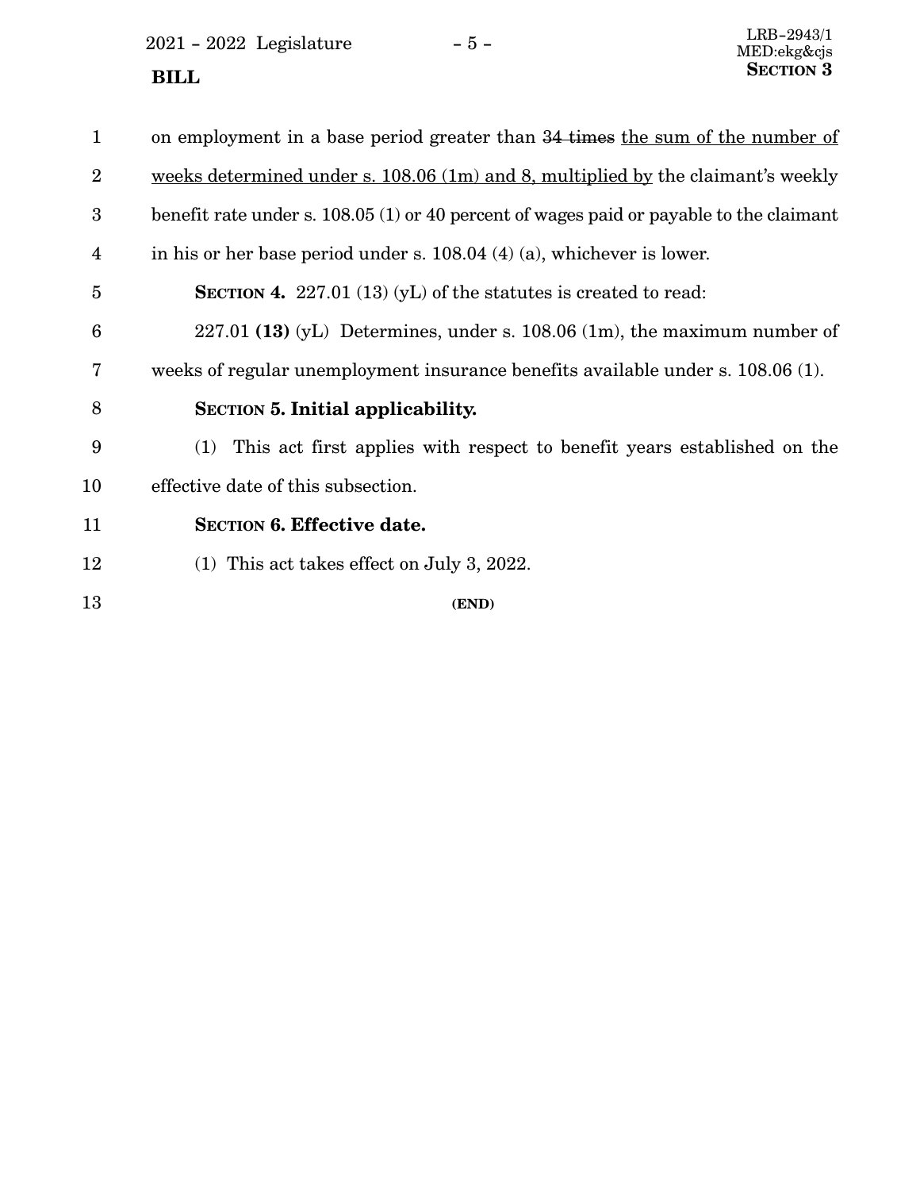on employment in a base period greater than ~~34 times~~ <u>the sum of the number of weeks determined under s. 108.06 (1m) and 8, multiplied by</u> the claimant's weekly benefit rate under s. 108.05 (1) or 40 percent of wages paid or payable to the claimant in his or her base period under s. 108.04 (4) (a), whichever is lower.

**SECTION 4.** 227.01 (13) (yL) of the statutes is created to read:

227.01 **(13)** (yL) Determines, under s. 108.06 (1m), the maximum number of weeks of regular unemployment insurance benefits available under s. 108.06 (1).

**SECTION 5. Initial applicability.**

(1) This act first applies with respect to benefit years established on the effective date of this subsection.

**SECTION 6. Effective date.**

(1) This act takes effect on July 3, 2022.

**(END)**